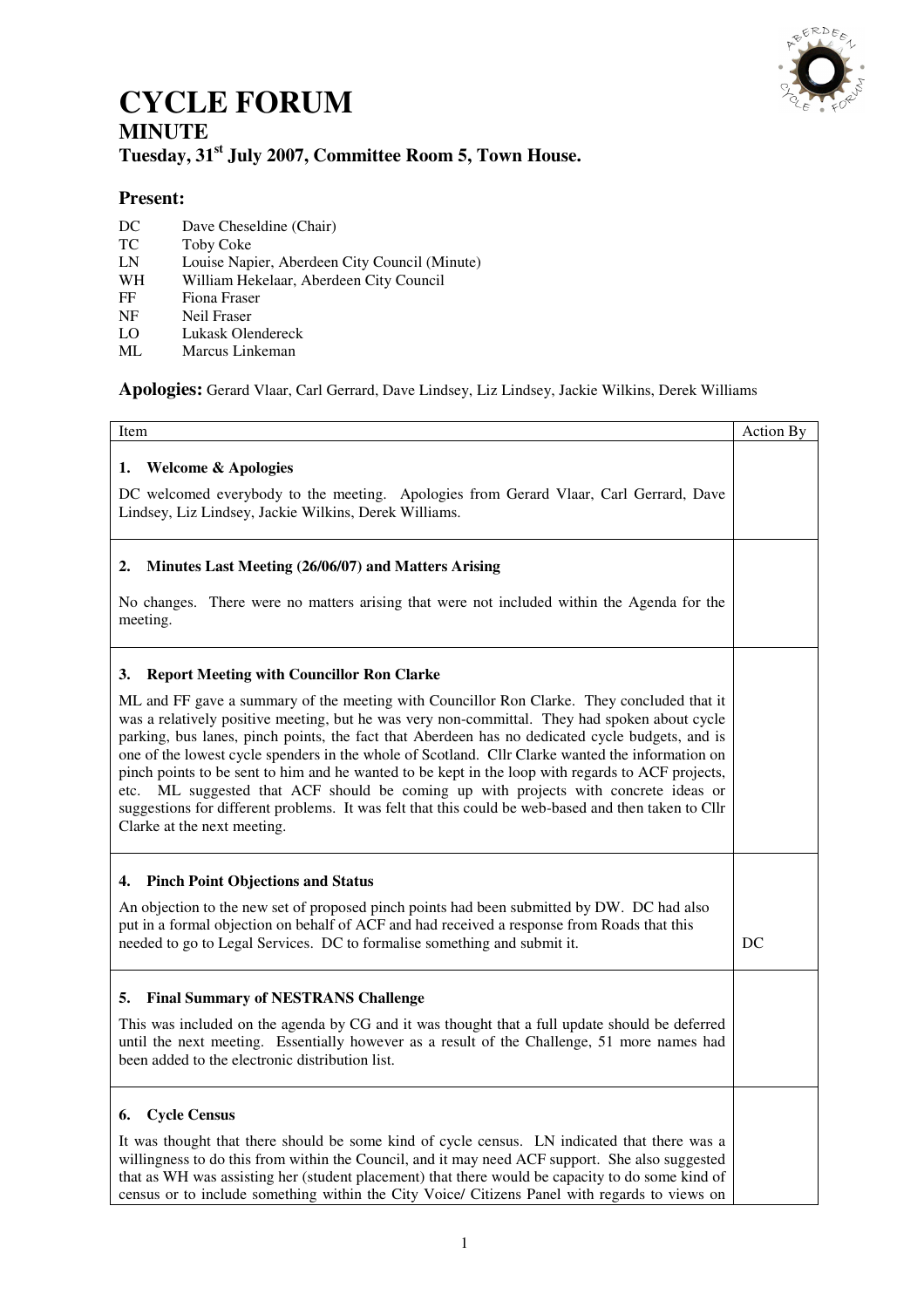# CYCLE FORUM

## MINUTE

### Tuesday, 31st July 2007, Committee Room 5, Town House.

### Present:

| | |
|---|---|
| DC | Dave Cheseldine (Chair) |
| TC | Toby Coke |
| LN | Louise Napier, Aberdeen City Council (Minute) |
| WH | William Hekelaar, Aberdeen City Council |
| FF | Fiona Fraser |
| NF | Neil Fraser |
| LO | Lukask Olendereck |
| ML | Marcus Linkeman |

**Apologies:** Gerard Vlaar, Carl Gerrard, Dave Lindsey, Liz Lindsey, Jackie Wilkins, Derek Williams

| Item | Action By |
|---|---|
| **1. Welcome & Apologies**<br><br>DC welcomed everybody to the meeting. Apologies from Gerard Vlaar, Carl Gerrard, Dave Lindsey, Liz Lindsey, Jackie Wilkins, Derek Williams. | |
| **2. Minutes Last Meeting (26/06/07) and Matters Arising**<br><br>No changes. There were no matters arising that were not included within the Agenda for the meeting. | |
| **3. Report Meeting with Councillor Ron Clarke**<br><br>ML and FF gave a summary of the meeting with Councillor Ron Clarke. They concluded that it was a relatively positive meeting, but he was very non-committal. They had spoken about cycle parking, bus lanes, pinch points, the fact that Aberdeen has no dedicated cycle budgets, and is one of the lowest cycle spenders in the whole of Scotland. Cllr Clarke wanted the information on pinch points to be sent to him and he wanted to be kept in the loop with regards to ACF projects, etc. ML suggested that ACF should be coming up with projects with concrete ideas or suggestions for different problems. It was felt that this could be web-based and then taken to Cllr Clarke at the next meeting. | |
| **4. Pinch Point Objections and Status**<br><br>An objection to the new set of proposed pinch points had been submitted by DW. DC had also put in a formal objection on behalf of ACF and had received a response from Roads that this needed to go to Legal Services. DC to formalise something and submit it. | DC |
| **5. Final Summary of NESTRANS Challenge**<br><br>This was included on the agenda by CG and it was thought that a full update should be deferred until the next meeting. Essentially however as a result of the Challenge, 51 more names had been added to the electronic distribution list. | |
| **6. Cycle Census**<br><br>It was thought that there should be some kind of cycle census. LN indicated that there was a willingness to do this from within the Council, and it may need ACF support. She also suggested that as WH was assisting her (student placement) that there would be capacity to do some kind of census or to include something within the City Voice/ Citizens Panel with regards to views on | |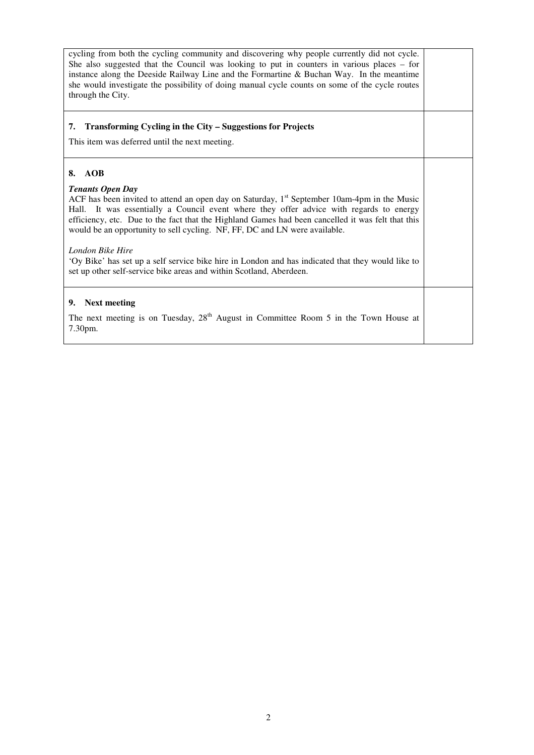cycling from both the cycling community and discovering why people currently did not cycle. She also suggested that the Council was looking to put in counters in various places – for instance along the Deeside Railway Line and the Formartine & Buchan Way. In the meantime she would investigate the possibility of doing manual cycle counts on some of the cycle routes through the City.

### 7. Transforming Cycling in the City – Suggestions for Projects

This item was deferred until the next meeting.

### 8. AOB

***Tenants Open Day***

ACF has been invited to attend an open day on Saturday, 1st September 10am-4pm in the Music Hall. It was essentially a Council event where they offer advice with regards to energy efficiency, etc. Due to the fact that the Highland Games had been cancelled it was felt that this would be an opportunity to sell cycling. NF, FF, DC and LN were available.

*London Bike Hire*

'Oy Bike' has set up a self service bike hire in London and has indicated that they would like to set up other self-service bike areas and within Scotland, Aberdeen.

### 9. Next meeting

The next meeting is on Tuesday, 28th August in Committee Room 5 in the Town House at 7.30pm.